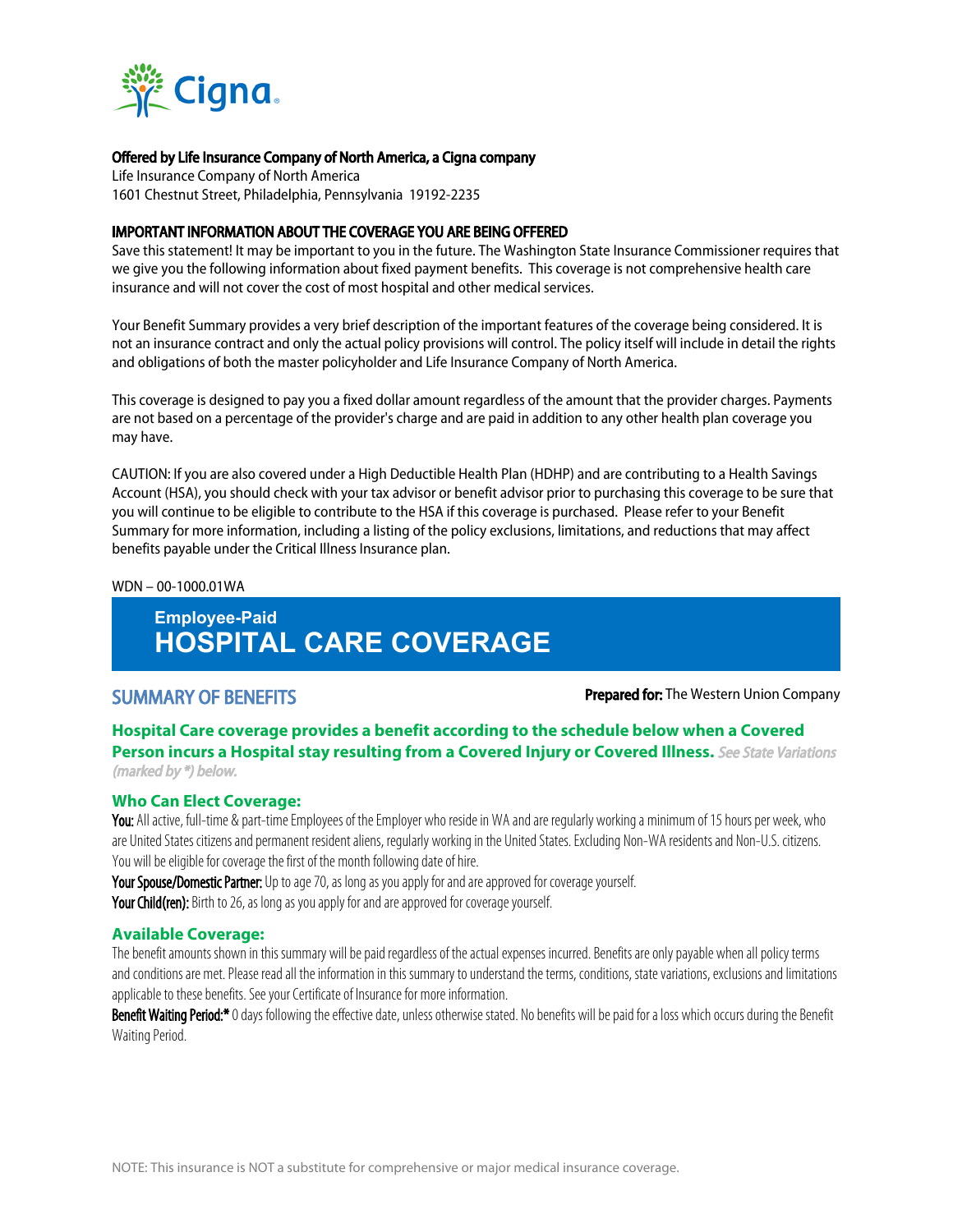Cigna

**Offered by Life Insurance Company of North America, a Cigna company**
Life Insurance Company of North America
1601 Chestnut Street, Philadelphia, Pennsylvania 19192-2235

**IMPORTANT INFORMATION ABOUT THE COVERAGE YOU ARE BEING OFFERED**
Save this statement! It may be important to you in the future. The Washington State Insurance Commissioner requires that we give you the following information about fixed payment benefits. This coverage is not comprehensive health care insurance and will not cover the cost of most hospital and other medical services.

Your Benefit Summary provides a very brief description of the important features of the coverage being considered. It is not an insurance contract and only the actual policy provisions will control. The policy itself will include in detail the rights and obligations of both the master policyholder and Life Insurance Company of North America.

This coverage is designed to pay you a fixed dollar amount regardless of the amount that the provider charges. Payments are not based on a percentage of the provider's charge and are paid in addition to any other health plan coverage you may have.

CAUTION: If you are also covered under a High Deductible Health Plan (HDHP) and are contributing to a Health Savings Account (HSA), you should check with your tax advisor or benefit advisor prior to purchasing this coverage to be sure that you will continue to be eligible to contribute to the HSA if this coverage is purchased. Please refer to your Benefit Summary for more information, including a listing of the policy exclusions, limitations, and reductions that may affect benefits payable under the Critical Illness Insurance plan.

WDN – 00-1000.01WA

## Employee-Paid
# HOSPITAL CARE COVERAGE

## SUMMARY OF BENEFITS

**Prepared for:** The Western Union Company

**Hospital Care coverage provides a benefit according to the schedule below when a Covered Person incurs a Hospital stay resulting from a Covered Injury or Covered Illness.** *See State Variations (marked by *) below.*

### Who Can Elect Coverage:

**You:** All active, full-time & part-time Employees of the Employer who reside in WA and are regularly working a minimum of 15 hours per week, who are United States citizens and permanent resident aliens, regularly working in the United States. Excluding Non-WA residents and Non-U.S. citizens. You will be eligible for coverage the first of the month following date of hire.

**Your Spouse/Domestic Partner:** Up to age 70, as long as you apply for and are approved for coverage yourself.

**Your Child(ren):** Birth to 26, as long as you apply for and are approved for coverage yourself.

### Available Coverage:

The benefit amounts shown in this summary will be paid regardless of the actual expenses incurred. Benefits are only payable when all policy terms and conditions are met. Please read all the information in this summary to understand the terms, conditions, state variations, exclusions and limitations applicable to these benefits. See your Certificate of Insurance for more information.

**Benefit Waiting Period:*** 0 days following the effective date, unless otherwise stated. No benefits will be paid for a loss which occurs during the Benefit Waiting Period.

NOTE: This insurance is NOT a substitute for comprehensive or major medical insurance coverage.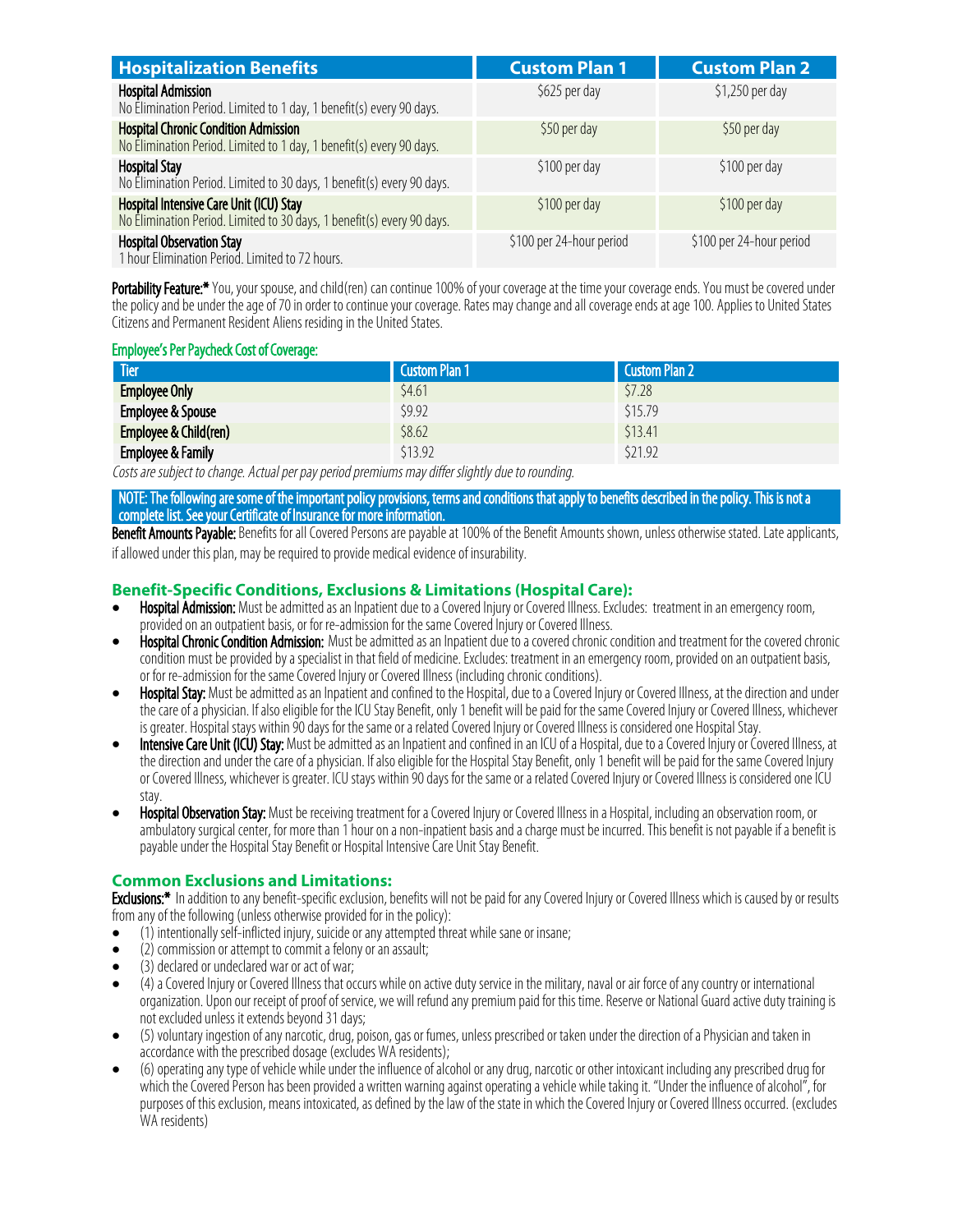| Hospitalization Benefits | Custom Plan 1 | Custom Plan 2 |
|---|---|---|
| **Hospital Admission**<br>No Elimination Period. Limited to 1 day, 1 benefit(s) every 90 days. | $625 per day | $1,250 per day |
| **Hospital Chronic Condition Admission**<br>No Elimination Period. Limited to 1 day, 1 benefit(s) every 90 days. | $50 per day | $50 per day |
| **Hospital Stay**<br>No Elimination Period. Limited to 30 days, 1 benefit(s) every 90 days. | $100 per day | $100 per day |
| **Hospital Intensive Care Unit (ICU) Stay**<br>No Elimination Period. Limited to 30 days, 1 benefit(s) every 90 days. | $100 per day | $100 per day |
| **Hospital Observation Stay**<br>1 hour Elimination Period. Limited to 72 hours. | $100 per 24-hour period | $100 per 24-hour period |

**Portability Feature:*** You, your spouse, and child(ren) can continue 100% of your coverage at the time your coverage ends. You must be covered under the policy and be under the age of 70 in order to continue your coverage. Rates may change and all coverage ends at age 100. Applies to United States Citizens and Permanent Resident Aliens residing in the United States.

**Employee's Per Paycheck Cost of Coverage:**

| Tier | Custom Plan 1 | Custom Plan 2 |
|---|---|---|
| **Employee Only** | $4.61 | $7.28 |
| **Employee & Spouse** | $9.92 | $15.79 |
| **Employee & Child(ren)** | $8.62 | $13.41 |
| **Employee & Family** | $13.92 | $21.92 |

*Costs are subject to change. Actual per pay period premiums may differ slightly due to rounding.*

**NOTE: The following are some of the important policy provisions, terms and conditions that apply to benefits described in the policy. This is not a complete list. See your Certificate of Insurance for more information.**

**Benefit Amounts Payable:** Benefits for all Covered Persons are payable at 100% of the Benefit Amounts shown, unless otherwise stated. Late applicants, if allowed under this plan, may be required to provide medical evidence of insurability.

### Benefit-Specific Conditions, Exclusions & Limitations (Hospital Care):

- **Hospital Admission:** Must be admitted as an Inpatient due to a Covered Injury or Covered Illness. Excludes: treatment in an emergency room, provided on an outpatient basis, or for re-admission for the same Covered Injury or Covered Illness.
- **Hospital Chronic Condition Admission:** Must be admitted as an Inpatient due to a covered chronic condition and treatment for the covered chronic condition must be provided by a specialist in that field of medicine. Excludes: treatment in an emergency room, provided on an outpatient basis, or for re-admission for the same Covered Injury or Covered Illness (including chronic conditions).
- **Hospital Stay:** Must be admitted as an Inpatient and confined to the Hospital, due to a Covered Injury or Covered Illness, at the direction and under the care of a physician. If also eligible for the ICU Stay Benefit, only 1 benefit will be paid for the same Covered Injury or Covered Illness, whichever is greater. Hospital stays within 90 days for the same or a related Covered Injury or Covered Illness is considered one Hospital Stay.
- **Intensive Care Unit (ICU) Stay:** Must be admitted as an Inpatient and confined in an ICU of a Hospital, due to a Covered Injury or Covered Illness, at the direction and under the care of a physician. If also eligible for the Hospital Stay Benefit, only 1 benefit will be paid for the same Covered Injury or Covered Illness, whichever is greater. ICU stays within 90 days for the same or a related Covered Injury or Covered Illness is considered one ICU stay.
- **Hospital Observation Stay:** Must be receiving treatment for a Covered Injury or Covered Illness in a Hospital, including an observation room, or ambulatory surgical center, for more than 1 hour on a non-inpatient basis and a charge must be incurred. This benefit is not payable if a benefit is payable under the Hospital Stay Benefit or Hospital Intensive Care Unit Stay Benefit.

### Common Exclusions and Limitations:

**Exclusions:*** In addition to any benefit-specific exclusion, benefits will not be paid for any Covered Injury or Covered Illness which is caused by or results from any of the following (unless otherwise provided for in the policy):

- (1) intentionally self-inflicted injury, suicide or any attempted threat while sane or insane;
- (2) commission or attempt to commit a felony or an assault;
- (3) declared or undeclared war or act of war;
- (4) a Covered Injury or Covered Illness that occurs while on active duty service in the military, naval or air force of any country or international organization. Upon our receipt of proof of service, we will refund any premium paid for this time. Reserve or National Guard active duty training is not excluded unless it extends beyond 31 days;
- (5) voluntary ingestion of any narcotic, drug, poison, gas or fumes, unless prescribed or taken under the direction of a Physician and taken in accordance with the prescribed dosage (excludes WA residents);
- (6) operating any type of vehicle while under the influence of alcohol or any drug, narcotic or other intoxicant including any prescribed drug for which the Covered Person has been provided a written warning against operating a vehicle while taking it. "Under the influence of alcohol", for purposes of this exclusion, means intoxicated, as defined by the law of the state in which the Covered Injury or Covered Illness occurred. (excludes WA residents)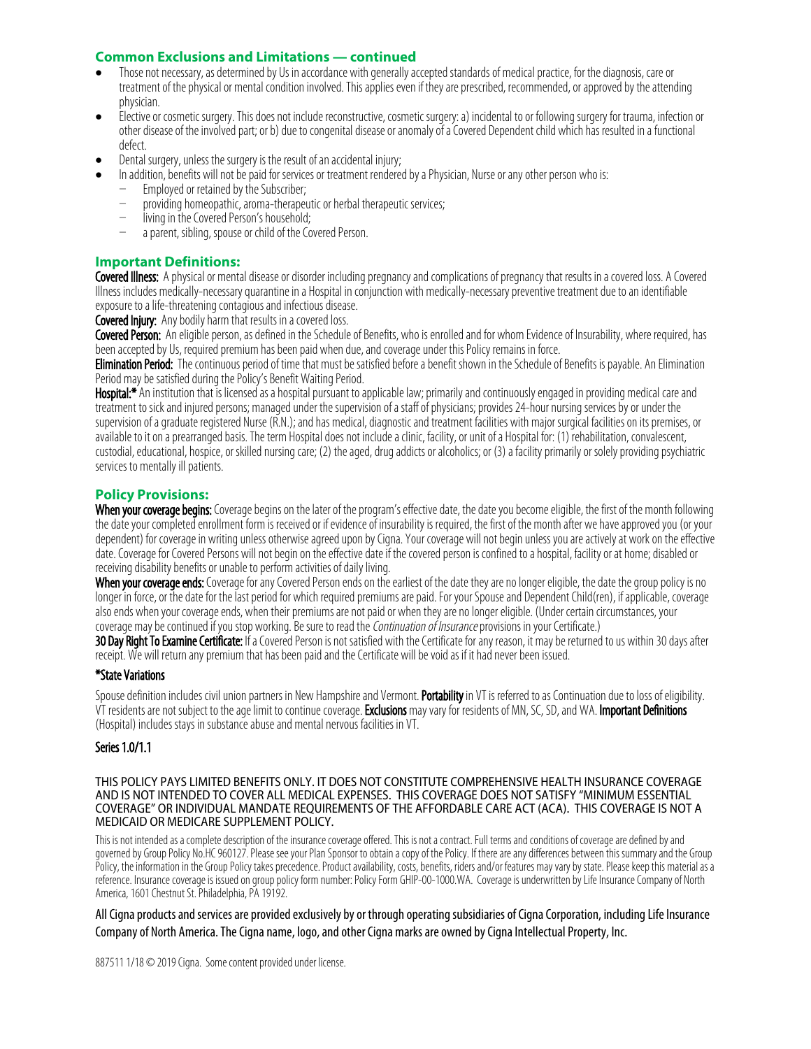## Common Exclusions and Limitations — continued

- Those not necessary, as determined by Us in accordance with generally accepted standards of medical practice, for the diagnosis, care or treatment of the physical or mental condition involved. This applies even if they are prescribed, recommended, or approved by the attending physician.
- Elective or cosmetic surgery. This does not include reconstructive, cosmetic surgery: a) incidental to or following surgery for trauma, infection or other disease of the involved part; or b) due to congenital disease or anomaly of a Covered Dependent child which has resulted in a functional defect.
- Dental surgery, unless the surgery is the result of an accidental injury;
- In addition, benefits will not be paid for services or treatment rendered by a Physician, Nurse or any other person who is:
  - Employed or retained by the Subscriber;
  - providing homeopathic, aroma-therapeutic or herbal therapeutic services;
  - living in the Covered Person's household;
  - a parent, sibling, spouse or child of the Covered Person.

## Important Definitions:

**Covered Illness:** A physical or mental disease or disorder including pregnancy and complications of pregnancy that results in a covered loss. A Covered Illness includes medically-necessary quarantine in a Hospital in conjunction with medically-necessary preventive treatment due to an identifiable exposure to a life-threatening contagious and infectious disease.

**Covered Injury:** Any bodily harm that results in a covered loss.

**Covered Person:** An eligible person, as defined in the Schedule of Benefits, who is enrolled and for whom Evidence of Insurability, where required, has been accepted by Us, required premium has been paid when due, and coverage under this Policy remains in force.

**Elimination Period:** The continuous period of time that must be satisfied before a benefit shown in the Schedule of Benefits is payable. An Elimination Period may be satisfied during the Policy's Benefit Waiting Period.

**Hospital:*** An institution that is licensed as a hospital pursuant to applicable law; primarily and continuously engaged in providing medical care and treatment to sick and injured persons; managed under the supervision of a staff of physicians; provides 24-hour nursing services by or under the supervision of a graduate registered Nurse (R.N.); and has medical, diagnostic and treatment facilities with major surgical facilities on its premises, or available to it on a prearranged basis. The term Hospital does not include a clinic, facility, or unit of a Hospital for: (1) rehabilitation, convalescent, custodial, educational, hospice, or skilled nursing care; (2) the aged, drug addicts or alcoholics; or (3) a facility primarily or solely providing psychiatric services to mentally ill patients.

## Policy Provisions:

**When your coverage begins:** Coverage begins on the later of the program's effective date, the date you become eligible, the first of the month following the date your completed enrollment form is received or if evidence of insurability is required, the first of the month after we have approved you (or your dependent) for coverage in writing unless otherwise agreed upon by Cigna. Your coverage will not begin unless you are actively at work on the effective date. Coverage for Covered Persons will not begin on the effective date if the covered person is confined to a hospital, facility or at home; disabled or receiving disability benefits or unable to perform activities of daily living.

**When your coverage ends:** Coverage for any Covered Person ends on the earliest of the date they are no longer eligible, the date the group policy is no longer in force, or the date for the last period for which required premiums are paid. For your Spouse and Dependent Child(ren), if applicable, coverage also ends when your coverage ends, when their premiums are not paid or when they are no longer eligible. (Under certain circumstances, your coverage may be continued if you stop working. Be sure to read the *Continuation of Insurance* provisions in your Certificate.)

**30 Day Right To Examine Certificate:** If a Covered Person is not satisfied with the Certificate for any reason, it may be returned to us within 30 days after receipt. We will return any premium that has been paid and the Certificate will be void as if it had never been issued.

### *State Variations

Spouse definition includes civil union partners in New Hampshire and Vermont. **Portability** in VT is referred to as Continuation due to loss of eligibility. VT residents are not subject to the age limit to continue coverage. **Exclusions** may vary for residents of MN, SC, SD, and WA. **Important Definitions** (Hospital) includes stays in substance abuse and mental nervous facilities in VT.

### Series 1.0/1.1

THIS POLICY PAYS LIMITED BENEFITS ONLY. IT DOES NOT CONSTITUTE COMPREHENSIVE HEALTH INSURANCE COVERAGE AND IS NOT INTENDED TO COVER ALL MEDICAL EXPENSES. THIS COVERAGE DOES NOT SATISFY "MINIMUM ESSENTIAL COVERAGE" OR INDIVIDUAL MANDATE REQUIREMENTS OF THE AFFORDABLE CARE ACT (ACA). THIS COVERAGE IS NOT A MEDICAID OR MEDICARE SUPPLEMENT POLICY.

This is not intended as a complete description of the insurance coverage offered. This is not a contract. Full terms and conditions of coverage are defined by and governed by Group Policy No.HC 960127. Please see your Plan Sponsor to obtain a copy of the Policy. If there are any differences between this summary and the Group Policy, the information in the Group Policy takes precedence. Product availability, costs, benefits, riders and/or features may vary by state. Please keep this material as a reference. Insurance coverage is issued on group policy form number: Policy Form GHIP-00-1000.WA. Coverage is underwritten by Life Insurance Company of North America, 1601 Chestnut St. Philadelphia, PA 19192.

All Cigna products and services are provided exclusively by or through operating subsidiaries of Cigna Corporation, including Life Insurance Company of North America. The Cigna name, logo, and other Cigna marks are owned by Cigna Intellectual Property, Inc.

887511 1/18 © 2019 Cigna. Some content provided under license.